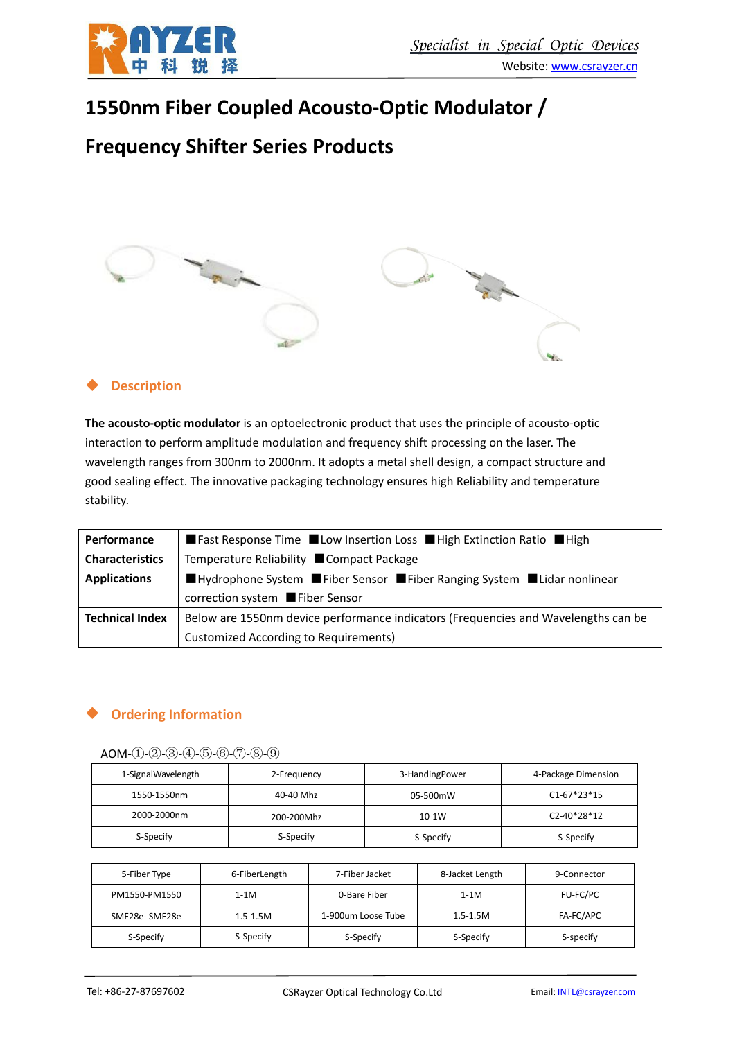# 1550nm Fiber Coupled Acousto-Optic Modulator / Frequency Shifter Series Products

## ◆ Description

**The acousto-optic modulator** is an optoelectronic product that uses the principle of acousto-optic interaction to perform amplitude modulation and frequency shift processing on the laser. The wavelength ranges from 300nm to 2000nm. It adopts a metal shell design, a compact structure and good sealing effect. The innovative packaging technology ensures high Reliability and temperature stability.

| | |
|---|---|
| **Performance Characteristics** | ■Fast Response Time ■Low Insertion Loss ■High Extinction Ratio ■High Temperature Reliability ■Compact Package |
| **Applications** | ■Hydrophone System ■Fiber Sensor ■Fiber Ranging System ■Lidar nonlinear correction system ■Fiber Sensor |
| **Technical Index** | Below are 1550nm device performance indicators (Frequencies and Wavelengths can be Customized According to Requirements) |

## ◆ Ordering Information

AOM-①-②-③-④-⑤-⑥-⑦-⑧-⑨

| 1-SignalWavelength | 2-Frequency | 3-HandingPower | 4-Package Dimension |
|---|---|---|---|
| 1550-1550nm | 40-40 Mhz | 05-500mW | C1-67*23*15 |
| 2000-2000nm | 200-200Mhz | 10-1W | C2-40*28*12 |
| S-Specify | S-Specify | S-Specify | S-Specify |

| 5-Fiber Type | 6-FiberLength | 7-Fiber Jacket | 8-Jacket Length | 9-Connector |
|---|---|---|---|---|
| PM1550-PM1550 | 1-1M | 0-Bare Fiber | 1-1M | FU-FC/PC |
| SMF28e- SMF28e | 1.5-1.5M | 1-900um Loose Tube | 1.5-1.5M | FA-FC/APC |
| S-Specify | S-Specify | S-Specify | S-Specify | S-specify |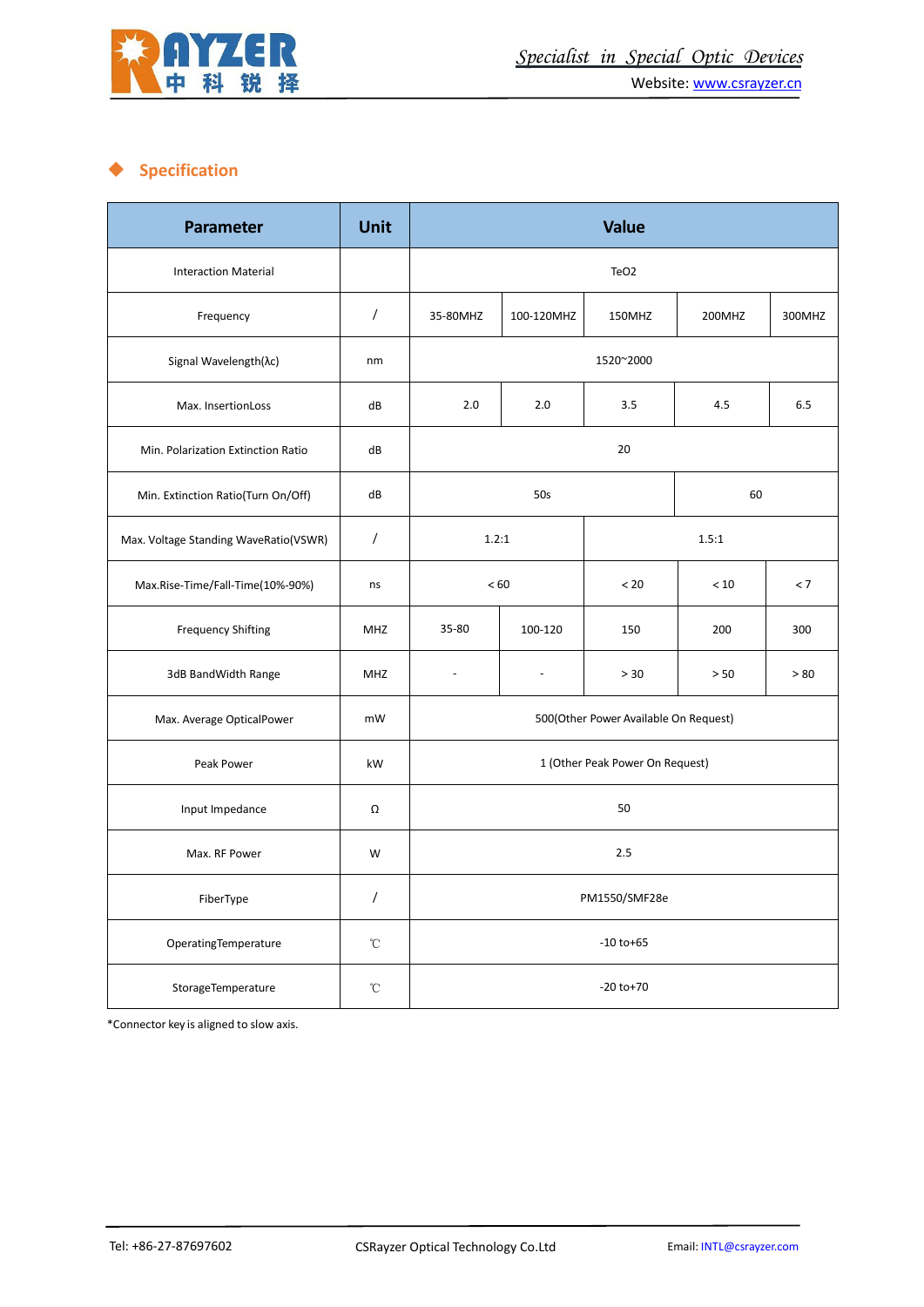## Specification

| Parameter | Unit | Value | | | | |
|---|---|---|---|---|---|---|
| Interaction Material | | TeO2 | | | | |
| Frequency | / | 35-80MHZ | 100-120MHZ | 150MHZ | 200MHZ | 300MHZ |
| Signal Wavelength(λc) | nm | 1520~2000 | | | | |
| Max. InsertionLoss | dB | 2.0 | 2.0 | 3.5 | 4.5 | 6.5 |
| Min. Polarization Extinction Ratio | dB | 20 | | | | |
| Min. Extinction Ratio(Turn On/Off) | dB | 50s | | | 60 | |
| Max. Voltage Standing WaveRatio(VSWR) | / | 1.2:1 | | 1.5:1 | | |
| Max.Rise-Time/Fall-Time(10%-90%) | ns | < 60 | | < 20 | < 10 | < 7 |
| Frequency Shifting | MHZ | 35-80 | 100-120 | 150 | 200 | 300 |
| 3dB BandWidth Range | MHZ | - | - | > 30 | > 50 | > 80 |
| Max. Average OpticalPower | mW | 500(Other Power Available On Request) | | | | |
| Peak Power | kW | 1 (Other Peak Power On Request) | | | | |
| Input Impedance | Ω | 50 | | | | |
| Max. RF Power | W | 2.5 | | | | |
| FiberType | / | PM1550/SMF28e | | | | |
| OperatingTemperature | ℃ | -10 to+65 | | | | |
| StorageTemperature | ℃ | -20 to+70 | | | | |

*Connector key is aligned to slow axis.